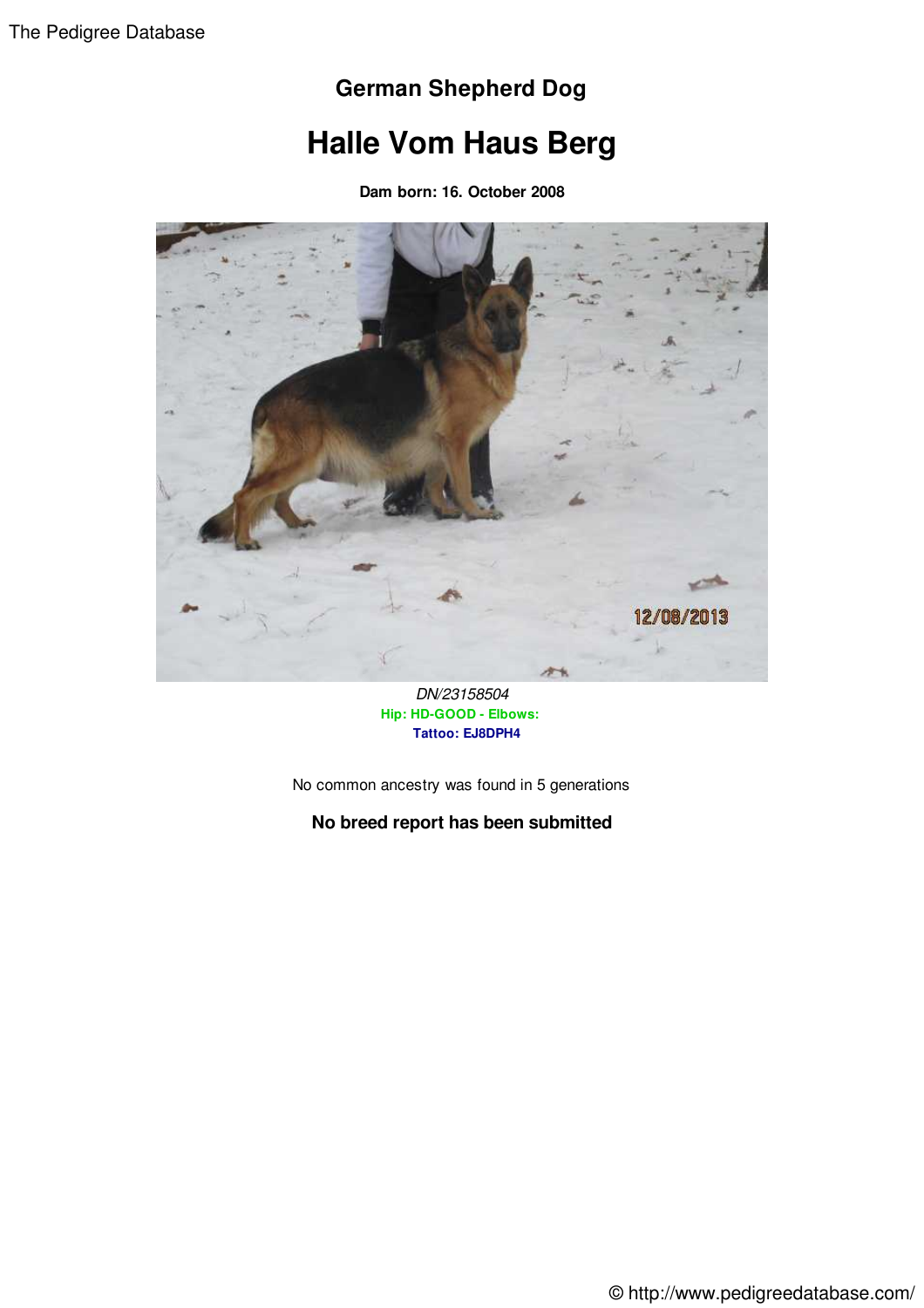# German Shepherd Dog

## Halle Vom Haus Berg

**Dam born: 16. October 2008**

*DN/23158504*

**Hip: HD-GOOD - Elbows:**

**Tattoo: EJ8DPH4**

No common ancestry was found in 5 generations

**No breed report has been submitted**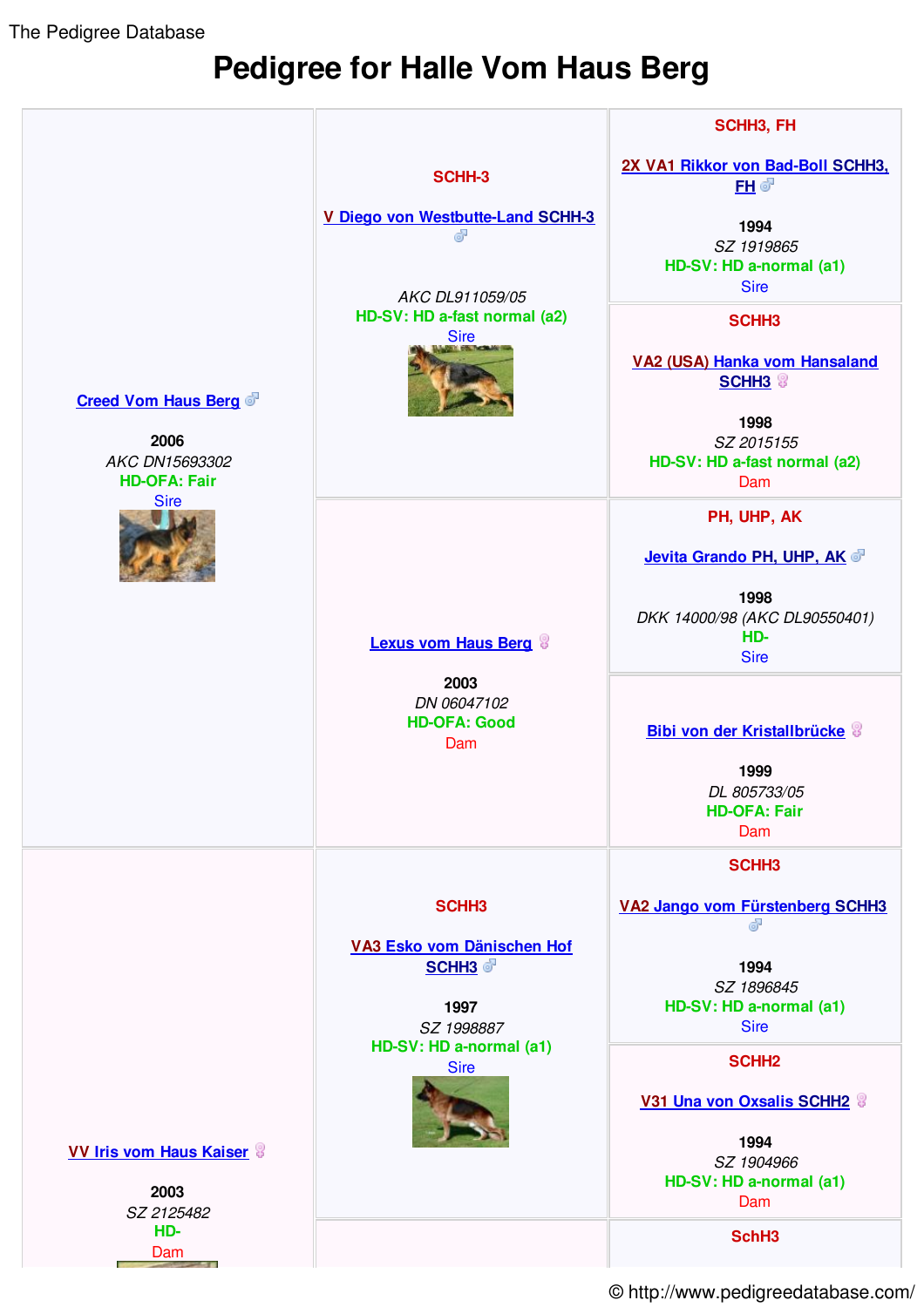The Pedigree Database

# Pedigree for Halle Vom Haus Berg

| Generation 1 | Generation 2 | Generation 3 |
|---|---|---|
| Creed Vom Haus Berg ♂<br>2006<br>*AKC DN15693302*<br>HD-OFA: Fair<br>Sire | SCHH-3<br>V Diego von Westbutte-Land SCHH-3 ♂<br>*AKC DL911059/05*<br>HD-SV: HD a-fast normal (a2)<br>Sire | SCHH3, FH<br>2X VA1 Rikkor von Bad-Boll SCHH3, FH ♂<br>1994<br>*SZ 1919865*<br>HD-SV: HD a-normal (a1)<br>Sire |
| | | SCHH3<br>VA2 (USA) Hanka vom Hansaland SCHH3 ♀<br>1998<br>*SZ 2015155*<br>HD-SV: HD a-fast normal (a2)<br>Dam |
| | Lexus vom Haus Berg ♀<br>2003<br>*DN 06047102*<br>HD-OFA: Good<br>Dam | PH, UHP, AK<br>Jevita Grando PH, UHP, AK ♂<br>1998<br>*DKK 14000/98 (AKC DL90550401)*<br>HD-<br>Sire |
| | | Bibi von der Kristallbrücke ♀<br>1999<br>*DL 805733/05*<br>HD-OFA: Fair<br>Dam |
| VV Iris vom Haus Kaiser ♀<br>2003<br>*SZ 2125482*<br>HD-<br>Dam | SCHH3<br>VA3 Esko vom Dänischen Hof SCHH3 ♂<br>1997<br>*SZ 1998887*<br>HD-SV: HD a-normal (a1)<br>Sire | SCHH3<br>VA2 Jango vom Fürstenberg SCHH3 ♂<br>1994<br>*SZ 1896845*<br>HD-SV: HD a-normal (a1)<br>Sire |
| | | SCHH2<br>V31 Una von Oxsalis SCHH2 ♀<br>1994<br>*SZ 1904966*<br>HD-SV: HD a-normal (a1)<br>Dam |
| | | SchH3 |

© http://www.pedigreedatabase.com/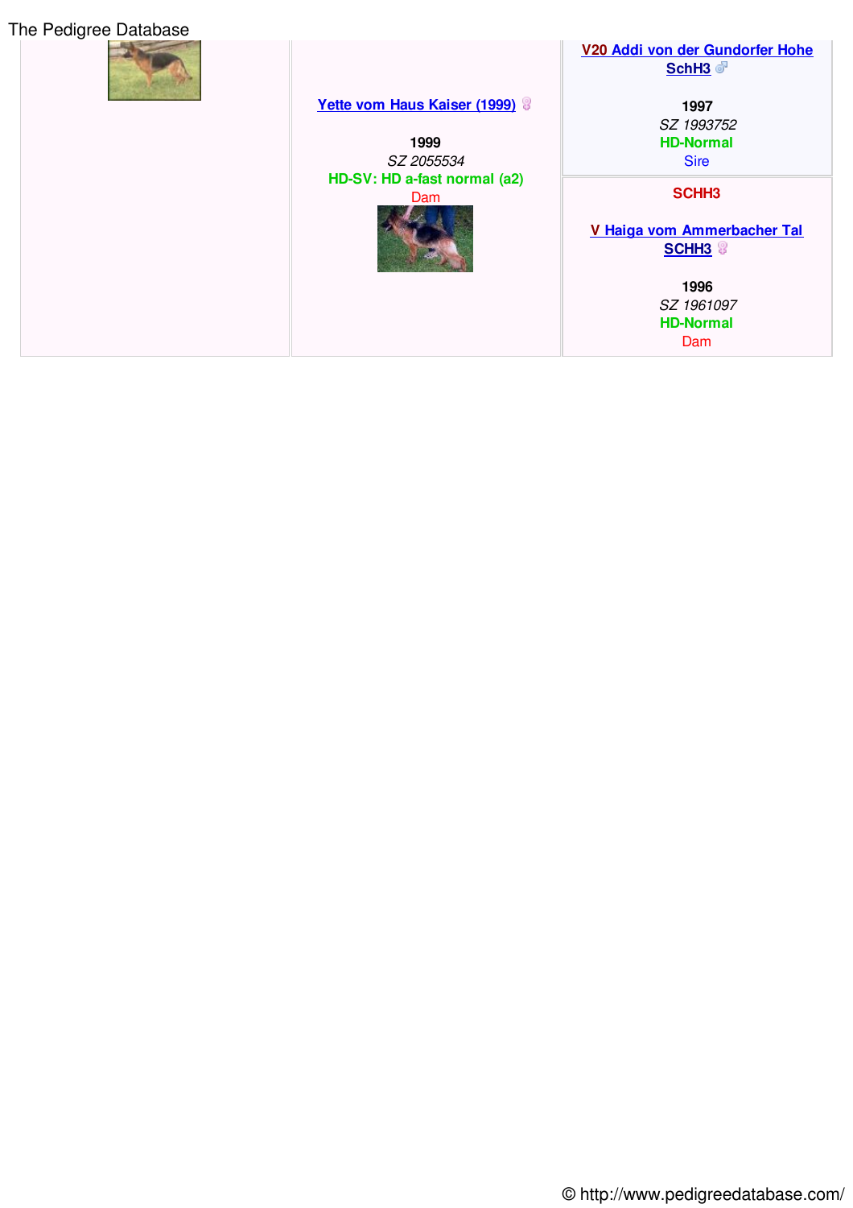| | | |
|---|---|---|
| | Yette vom Haus Kaiser (1999)<br><br>1999<br>*SZ 2055534*<br>HD-SV: HD a-fast normal (a2)<br>Dam | V20 Addi von der Gundorfer Hohe SchH3<br><br>1997<br>*SZ 1993752*<br>HD-Normal<br>Sire |
| | | SCHH3<br><br>V Haiga vom Ammerbacher Tal SCHH3<br><br>1996<br>*SZ 1961097*<br>HD-Normal<br>Dam |